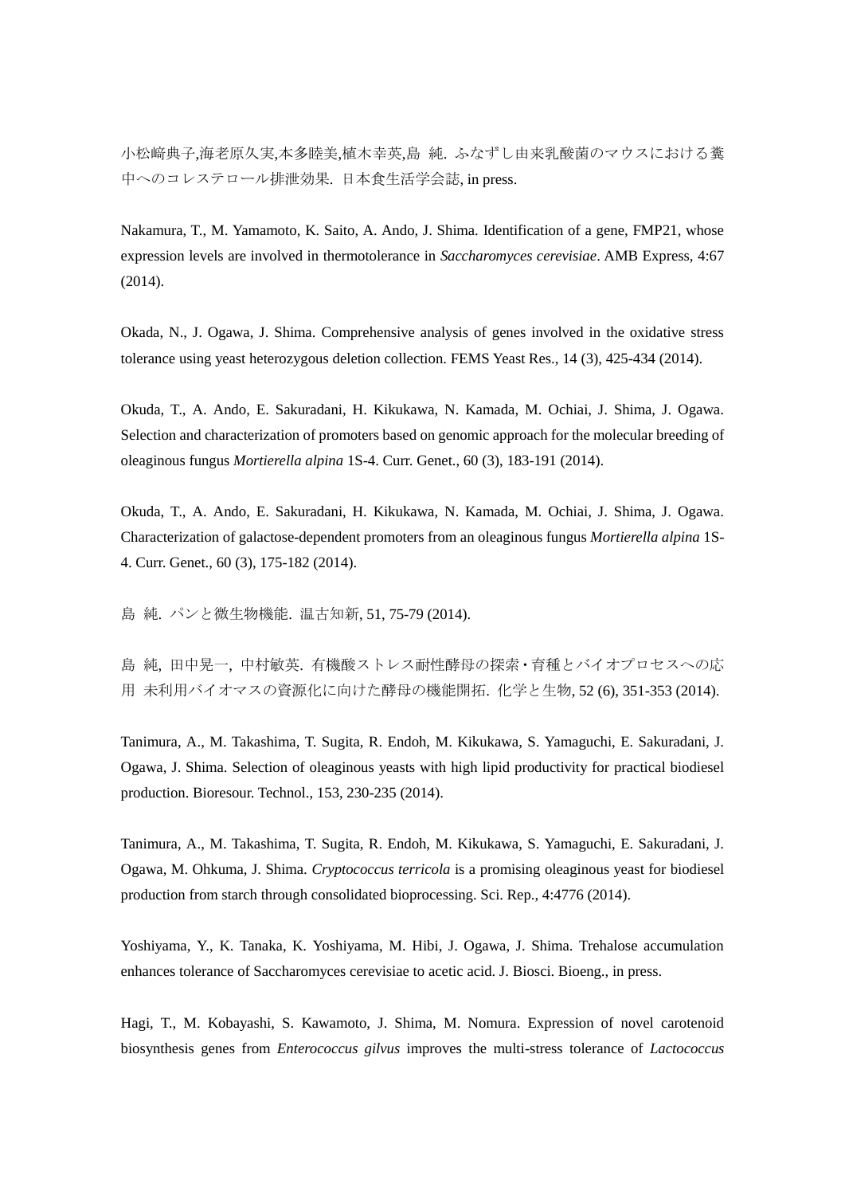小松﨑典子,海老原久実,本多睦美,植木幸英,島 純. ふなずし由来乳酸菌のマウスにおける糞中へのコレステロール排泄効果. 日本食生活学会誌, in press.

Nakamura, T., M. Yamamoto, K. Saito, A. Ando, J. Shima. Identification of a gene, FMP21, whose expression levels are involved in thermotolerance in *Saccharomyces cerevisiae*. AMB Express, 4:67 (2014).

Okada, N., J. Ogawa, J. Shima. Comprehensive analysis of genes involved in the oxidative stress tolerance using yeast heterozygous deletion collection. FEMS Yeast Res., 14 (3), 425-434 (2014).

Okuda, T., A. Ando, E. Sakuradani, H. Kikukawa, N. Kamada, M. Ochiai, J. Shima, J. Ogawa. Selection and characterization of promoters based on genomic approach for the molecular breeding of oleaginous fungus *Mortierella alpina* 1S-4. Curr. Genet., 60 (3), 183-191 (2014).

Okuda, T., A. Ando, E. Sakuradani, H. Kikukawa, N. Kamada, M. Ochiai, J. Shima, J. Ogawa. Characterization of galactose-dependent promoters from an oleaginous fungus *Mortierella alpina* 1S-4. Curr. Genet., 60 (3), 175-182 (2014).

島 純. パンと微生物機能. 温古知新, 51, 75-79 (2014).

島 純, 田中晃一, 中村敏英. 有機酸ストレス耐性酵母の探索・育種とバイオプロセスへの応用 未利用バイオマスの資源化に向けた酵母の機能開拓. 化学と生物, 52 (6), 351-353 (2014).

Tanimura, A., M. Takashima, T. Sugita, R. Endoh, M. Kikukawa, S. Yamaguchi, E. Sakuradani, J. Ogawa, J. Shima. Selection of oleaginous yeasts with high lipid productivity for practical biodiesel production. Bioresour. Technol., 153, 230-235 (2014).

Tanimura, A., M. Takashima, T. Sugita, R. Endoh, M. Kikukawa, S. Yamaguchi, E. Sakuradani, J. Ogawa, M. Ohkuma, J. Shima. *Cryptococcus terricola* is a promising oleaginous yeast for biodiesel production from starch through consolidated bioprocessing. Sci. Rep., 4:4776 (2014).

Yoshiyama, Y., K. Tanaka, K. Yoshiyama, M. Hibi, J. Ogawa, J. Shima. Trehalose accumulation enhances tolerance of Saccharomyces cerevisiae to acetic acid. J. Biosci. Bioeng., in press.

Hagi, T., M. Kobayashi, S. Kawamoto, J. Shima, M. Nomura. Expression of novel carotenoid biosynthesis genes from *Enterococcus gilvus* improves the multi-stress tolerance of *Lactococcus*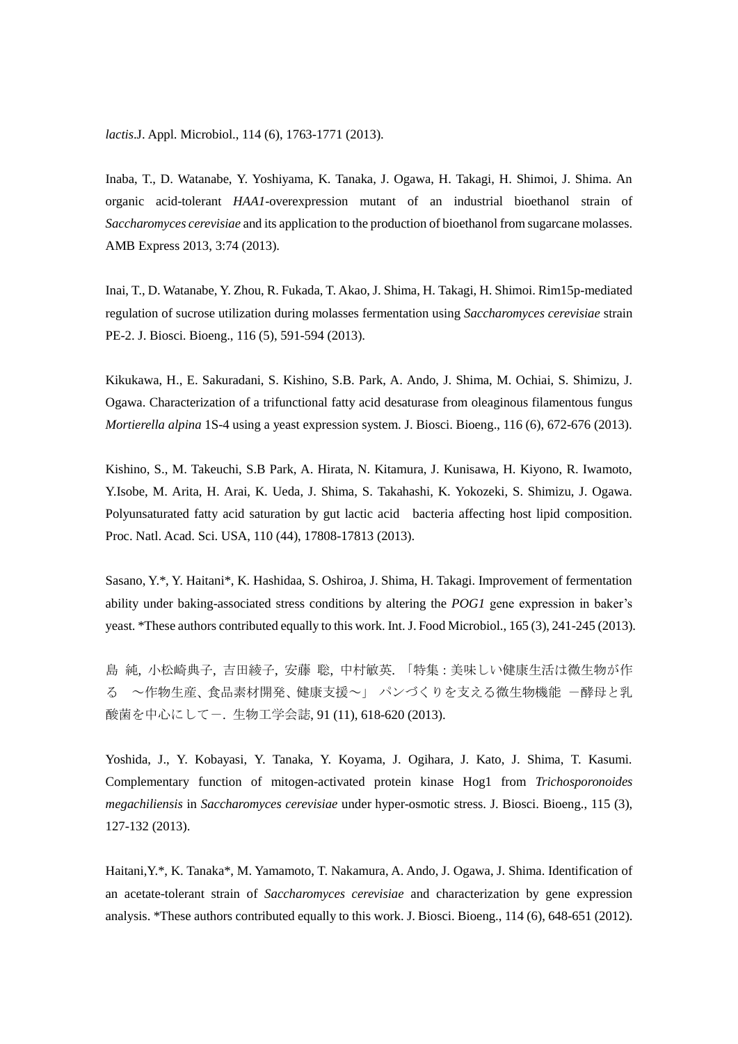*lactis*.J. Appl. Microbiol., 114 (6), 1763-1771 (2013).

Inaba, T., D. Watanabe, Y. Yoshiyama, K. Tanaka, J. Ogawa, H. Takagi, H. Shimoi, J. Shima. An organic acid-tolerant *HAA1*-overexpression mutant of an industrial bioethanol strain of *Saccharomyces cerevisiae* and its application to the production of bioethanol from sugarcane molasses. AMB Express 2013, 3:74 (2013).

Inai, T., D. Watanabe, Y. Zhou, R. Fukada, T. Akao, J. Shima, H. Takagi, H. Shimoi. Rim15p-mediated regulation of sucrose utilization during molasses fermentation using *Saccharomyces cerevisiae* strain PE-2. J. Biosci. Bioeng., 116 (5), 591-594 (2013).

Kikukawa, H., E. Sakuradani, S. Kishino, S.B. Park, A. Ando, J. Shima, M. Ochiai, S. Shimizu, J. Ogawa. Characterization of a trifunctional fatty acid desaturase from oleaginous filamentous fungus *Mortierella alpina* 1S-4 using a yeast expression system. J. Biosci. Bioeng., 116 (6), 672-676 (2013).

Kishino, S., M. Takeuchi, S.B Park, A. Hirata, N. Kitamura, J. Kunisawa, H. Kiyono, R. Iwamoto, Y.Isobe, M. Arita, H. Arai, K. Ueda, J. Shima, S. Takahashi, K. Yokozeki, S. Shimizu, J. Ogawa. Polyunsaturated fatty acid saturation by gut lactic acid bacteria affecting host lipid composition. Proc. Natl. Acad. Sci. USA, 110 (44), 17808-17813 (2013).

Sasano, Y.*, Y. Haitani*, K. Hashidaa, S. Oshiroa, J. Shima, H. Takagi. Improvement of fermentation ability under baking-associated stress conditions by altering the *POG1* gene expression in baker's yeast. *These authors contributed equally to this work. Int. J. Food Microbiol., 165 (3), 241-245 (2013).

島 純, 小松崎典子, 吉田綾子, 安藤 聡, 中村敏英. 「特集 : 美味しい健康生活は微生物が作る ～作物生産、食品素材開発、健康支援～」 パンづくりを支える微生物機能 －酵母と乳酸菌を中心にして－. 生物工学会誌, 91 (11), 618-620 (2013).

Yoshida, J., Y. Kobayasi, Y. Tanaka, Y. Koyama, J. Ogihara, J. Kato, J. Shima, T. Kasumi. Complementary function of mitogen-activated protein kinase Hog1 from *Trichosporonoides megachiliensis* in *Saccharomyces cerevisiae* under hyper-osmotic stress. J. Biosci. Bioeng., 115 (3), 127-132 (2013).

Haitani,Y.*, K. Tanaka*, M. Yamamoto, T. Nakamura, A. Ando, J. Ogawa, J. Shima. Identification of an acetate-tolerant strain of *Saccharomyces cerevisiae* and characterization by gene expression analysis. *These authors contributed equally to this work. J. Biosci. Bioeng., 114 (6), 648-651 (2012).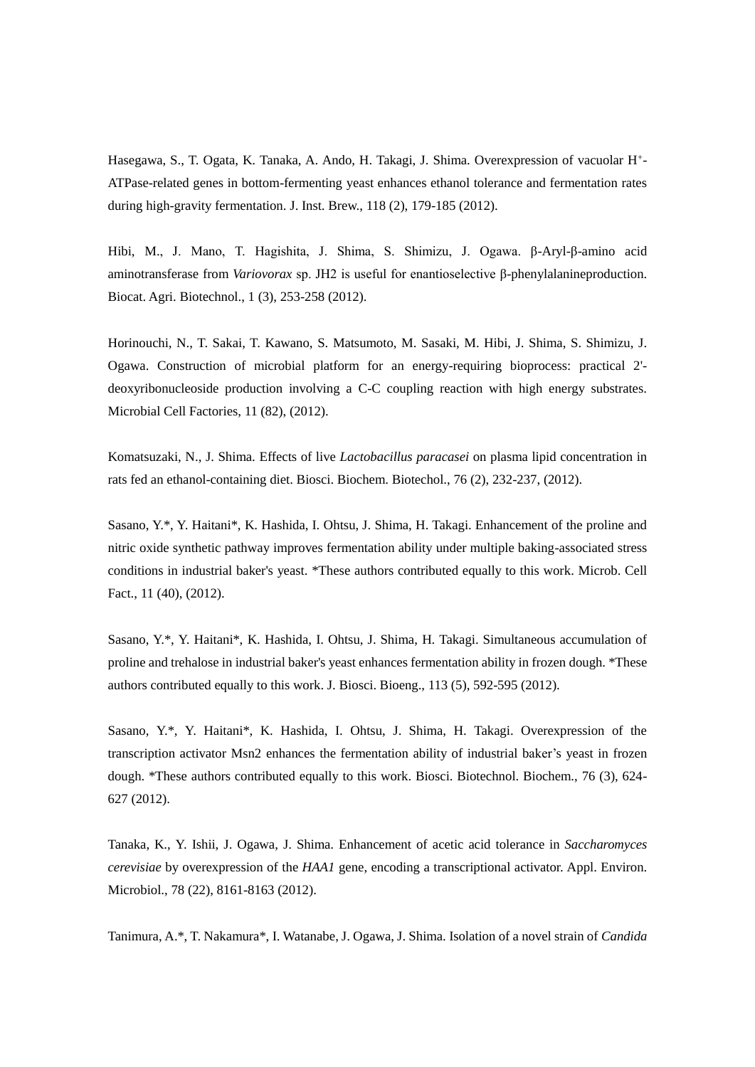Hasegawa, S., T. Ogata, K. Tanaka, A. Ando, H. Takagi, J. Shima. Overexpression of vacuolar $H^+$-ATPase-related genes in bottom-fermenting yeast enhances ethanol tolerance and fermentation rates during high-gravity fermentation. J. Inst. Brew., 118 (2), 179-185 (2012).

Hibi, M., J. Mano, T. Hagishita, J. Shima, S. Shimizu, J. Ogawa. β-Aryl-β-amino acid aminotransferase from *Variovorax* sp. JH2 is useful for enantioselective β-phenylalanineproduction. Biocat. Agri. Biotechnol., 1 (3), 253-258 (2012).

Horinouchi, N., T. Sakai, T. Kawano, S. Matsumoto, M. Sasaki, M. Hibi, J. Shima, S. Shimizu, J. Ogawa. Construction of microbial platform for an energy-requiring bioprocess: practical 2'-deoxyribonucleoside production involving a C-C coupling reaction with high energy substrates. Microbial Cell Factories, 11 (82), (2012).

Komatsuzaki, N., J. Shima. Effects of live *Lactobacillus paracasei* on plasma lipid concentration in rats fed an ethanol-containing diet. Biosci. Biochem. Biotechol., 76 (2), 232-237, (2012).

Sasano, Y.*, Y. Haitani*, K. Hashida, I. Ohtsu, J. Shima, H. Takagi. Enhancement of the proline and nitric oxide synthetic pathway improves fermentation ability under multiple baking-associated stress conditions in industrial baker's yeast. *These authors contributed equally to this work. Microb. Cell Fact., 11 (40), (2012).

Sasano, Y.*, Y. Haitani*, K. Hashida, I. Ohtsu, J. Shima, H. Takagi. Simultaneous accumulation of proline and trehalose in industrial baker's yeast enhances fermentation ability in frozen dough. *These authors contributed equally to this work. J. Biosci. Bioeng., 113 (5), 592-595 (2012).

Sasano, Y.*, Y. Haitani*, K. Hashida, I. Ohtsu, J. Shima, H. Takagi. Overexpression of the transcription activator Msn2 enhances the fermentation ability of industrial baker's yeast in frozen dough. *These authors contributed equally to this work. Biosci. Biotechnol. Biochem., 76 (3), 624-627 (2012).

Tanaka, K., Y. Ishii, J. Ogawa, J. Shima. Enhancement of acetic acid tolerance in *Saccharomyces cerevisiae* by overexpression of the *HAA1* gene, encoding a transcriptional activator. Appl. Environ. Microbiol., 78 (22), 8161-8163 (2012).

Tanimura, A.*, T. Nakamura*, I. Watanabe, J. Ogawa, J. Shima. Isolation of a novel strain of *Candida*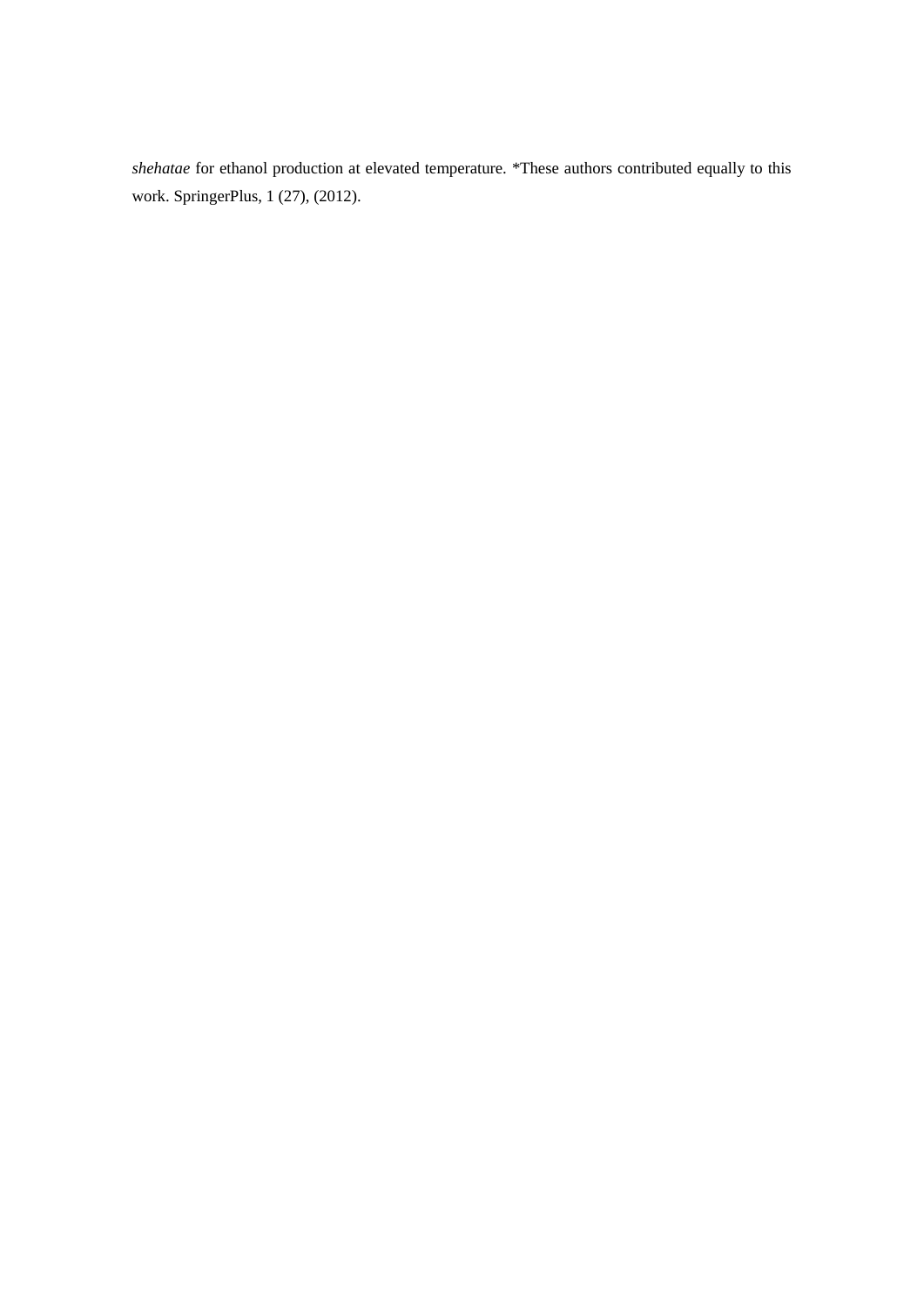*shehatae* for ethanol production at elevated temperature. *These authors contributed equally to this work. SpringerPlus, 1 (27), (2012).